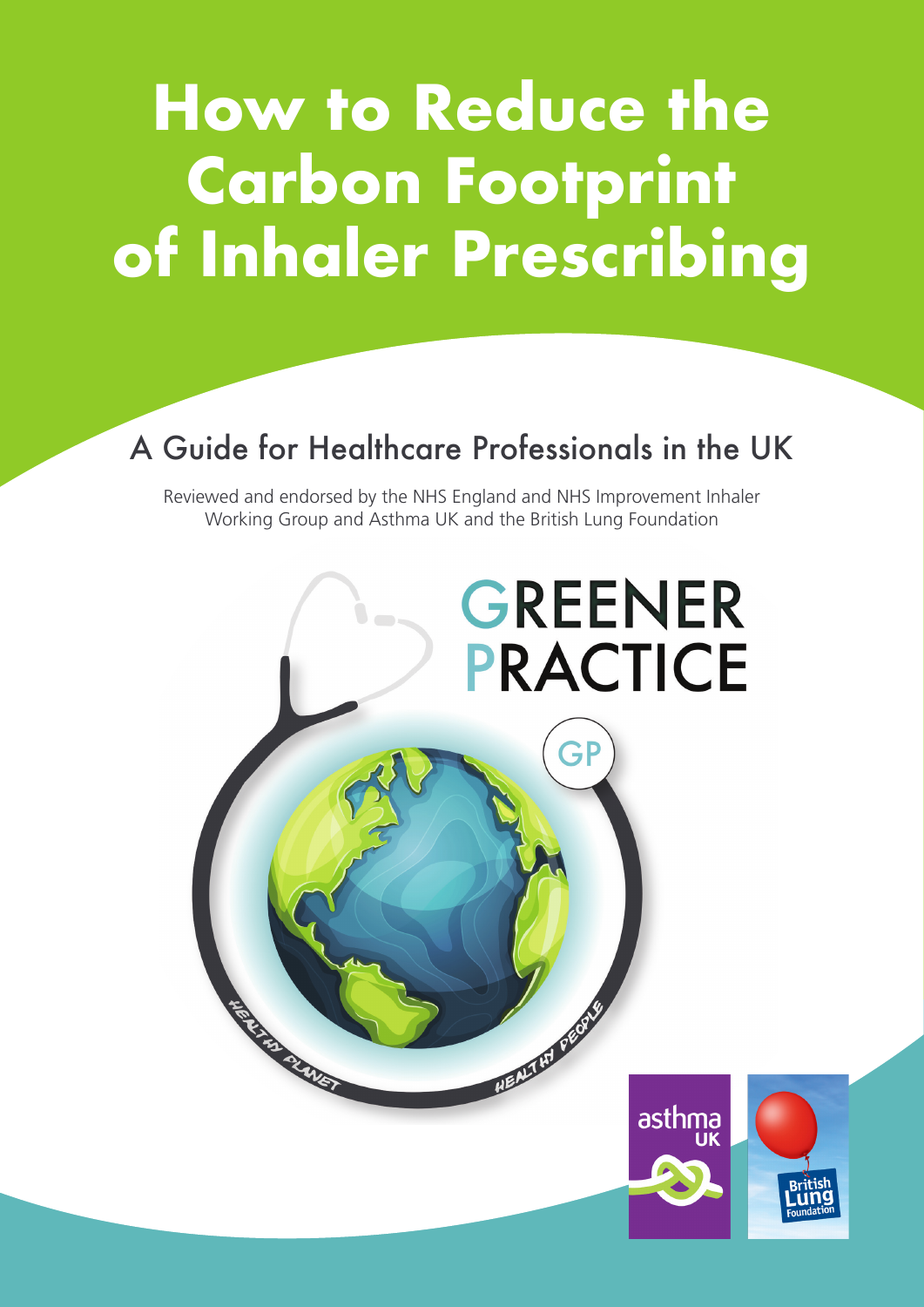# How to Reduce the Carbon Footprint of Inhaler Prescribing

## A Guide for Healthcare Professionals in the UK

Reviewed and endorsed by the NHS England and NHS Improvement Inhaler Working Group and Asthma UK and the British Lung Foundation

GREENER PRACTICE

GP

HEALTHY PLANET HEALTHY PEOPLE

asthma UK

British Lung Foundation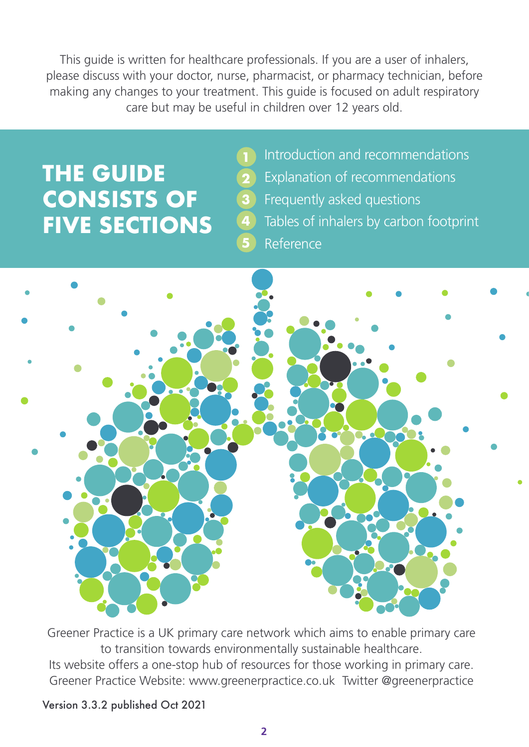This guide is written for healthcare professionals. If you are a user of inhalers, please discuss with your doctor, nurse, pharmacist, or pharmacy technician, before making any changes to your treatment. This guide is focused on adult respiratory care but may be useful in children over 12 years old.

## THE GUIDE CONSISTS OF FIVE SECTIONS

1. Introduction and recommendations
2. Explanation of recommendations
3. Frequently asked questions
4. Tables of inhalers by carbon footprint
5. Reference

Greener Practice is a UK primary care network which aims to enable primary care to transition towards environmentally sustainable healthcare.
Its website offers a one-stop hub of resources for those working in primary care.
Greener Practice Website: www.greenerpractice.co.uk Twitter @greenerpractice

Version 3.3.2 published Oct 2021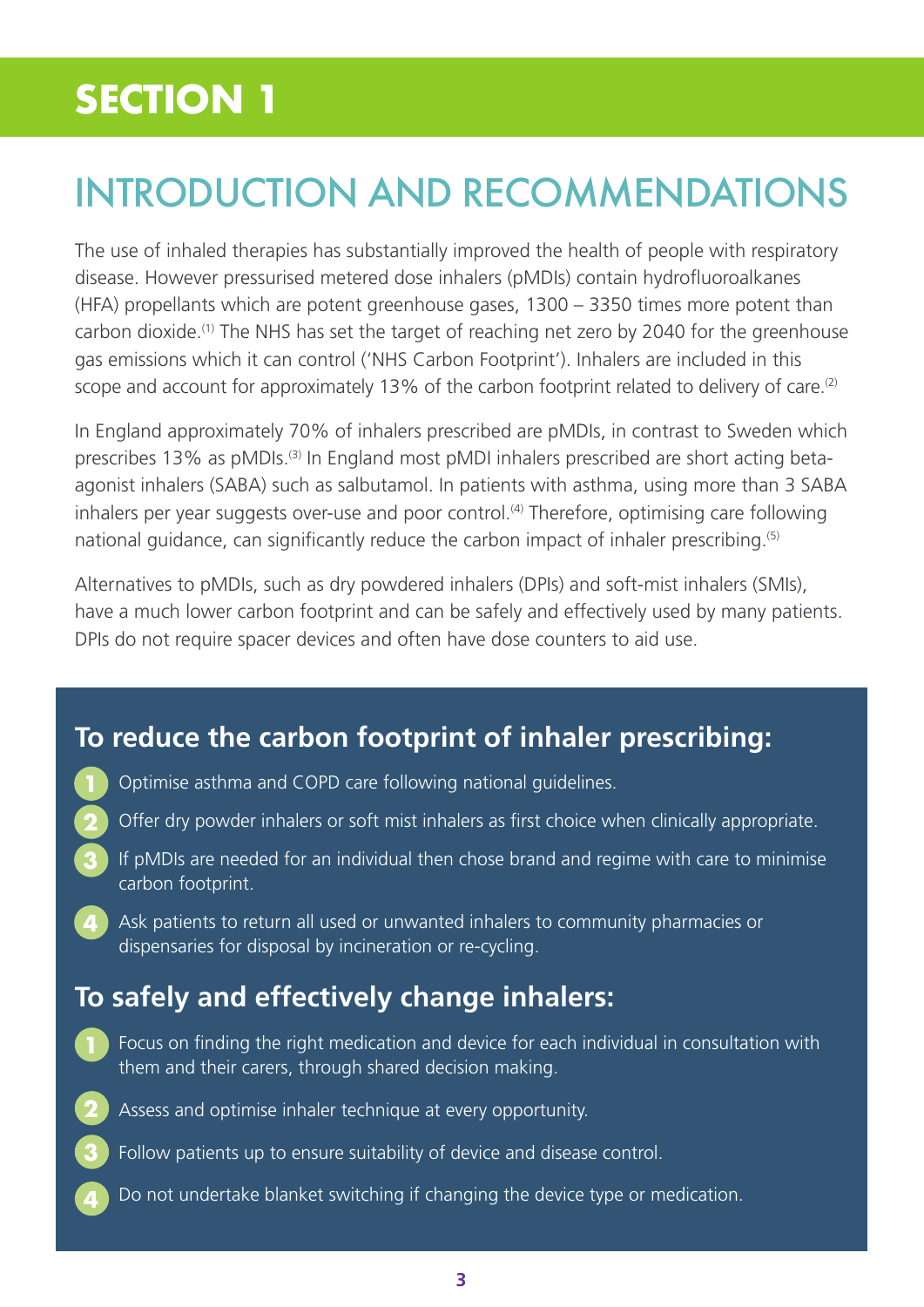# SECTION 1

## INTRODUCTION AND RECOMMENDATIONS

The use of inhaled therapies has substantially improved the health of people with respiratory disease. However pressurised metered dose inhalers (pMDIs) contain hydrofluoroalkanes (HFA) propellants which are potent greenhouse gases, 1300 – 3350 times more potent than carbon dioxide.(1) The NHS has set the target of reaching net zero by 2040 for the greenhouse gas emissions which it can control ('NHS Carbon Footprint'). Inhalers are included in this scope and account for approximately 13% of the carbon footprint related to delivery of care.(2)

In England approximately 70% of inhalers prescribed are pMDIs, in contrast to Sweden which prescribes 13% as pMDIs.(3) In England most pMDI inhalers prescribed are short acting beta-agonist inhalers (SABA) such as salbutamol. In patients with asthma, using more than 3 SABA inhalers per year suggests over-use and poor control.(4) Therefore, optimising care following national guidance, can significantly reduce the carbon impact of inhaler prescribing.(5)

Alternatives to pMDIs, such as dry powdered inhalers (DPIs) and soft-mist inhalers (SMIs), have a much lower carbon footprint and can be safely and effectively used by many patients. DPIs do not require spacer devices and often have dose counters to aid use.

### To reduce the carbon footprint of inhaler prescribing:

1. Optimise asthma and COPD care following national guidelines.
2. Offer dry powder inhalers or soft mist inhalers as first choice when clinically appropriate.
3. If pMDIs are needed for an individual then chose brand and regime with care to minimise carbon footprint.
4. Ask patients to return all used or unwanted inhalers to community pharmacies or dispensaries for disposal by incineration or re-cycling.

### To safely and effectively change inhalers:

1. Focus on finding the right medication and device for each individual in consultation with them and their carers, through shared decision making.
2. Assess and optimise inhaler technique at every opportunity.
3. Follow patients up to ensure suitability of device and disease control.
4. Do not undertake blanket switching if changing the device type or medication.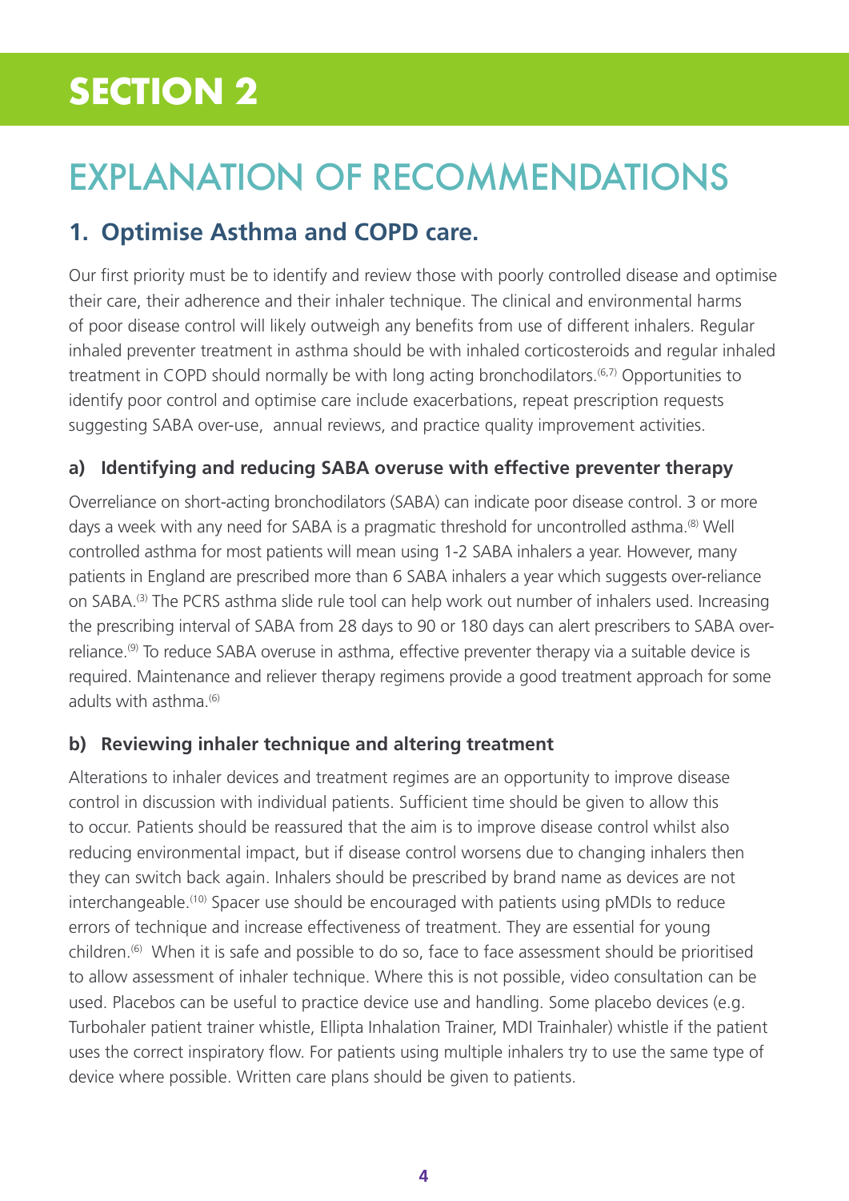# SECTION 2

# EXPLANATION OF RECOMMENDATIONS

## 1. Optimise Asthma and COPD care.

Our first priority must be to identify and review those with poorly controlled disease and optimise their care, their adherence and their inhaler technique. The clinical and environmental harms of poor disease control will likely outweigh any benefits from use of different inhalers. Regular inhaled preventer treatment in asthma should be with inhaled corticosteroids and regular inhaled treatment in COPD should normally be with long acting bronchodilators.[6,7] Opportunities to identify poor control and optimise care include exacerbations, repeat prescription requests suggesting SABA over-use, annual reviews, and practice quality improvement activities.

### a) Identifying and reducing SABA overuse with effective preventer therapy

Overreliance on short-acting bronchodilators (SABA) can indicate poor disease control. 3 or more days a week with any need for SABA is a pragmatic threshold for uncontrolled asthma.[8] Well controlled asthma for most patients will mean using 1-2 SABA inhalers a year. However, many patients in England are prescribed more than 6 SABA inhalers a year which suggests over-reliance on SABA.[3] The PCRS asthma slide rule tool can help work out number of inhalers used. Increasing the prescribing interval of SABA from 28 days to 90 or 180 days can alert prescribers to SABA over-reliance.[9] To reduce SABA overuse in asthma, effective preventer therapy via a suitable device is required. Maintenance and reliever therapy regimens provide a good treatment approach for some adults with asthma.[6]

### b) Reviewing inhaler technique and altering treatment

Alterations to inhaler devices and treatment regimes are an opportunity to improve disease control in discussion with individual patients. Sufficient time should be given to allow this to occur. Patients should be reassured that the aim is to improve disease control whilst also reducing environmental impact, but if disease control worsens due to changing inhalers then they can switch back again. Inhalers should be prescribed by brand name as devices are not interchangeable.[10] Spacer use should be encouraged with patients using pMDIs to reduce errors of technique and increase effectiveness of treatment. They are essential for young children.[6] When it is safe and possible to do so, face to face assessment should be prioritised to allow assessment of inhaler technique. Where this is not possible, video consultation can be used. Placebos can be useful to practice device use and handling. Some placebo devices (e.g. Turbohaler patient trainer whistle, Ellipta Inhalation Trainer, MDI Trainhaler) whistle if the patient uses the correct inspiratory flow. For patients using multiple inhalers try to use the same type of device where possible. Written care plans should be given to patients.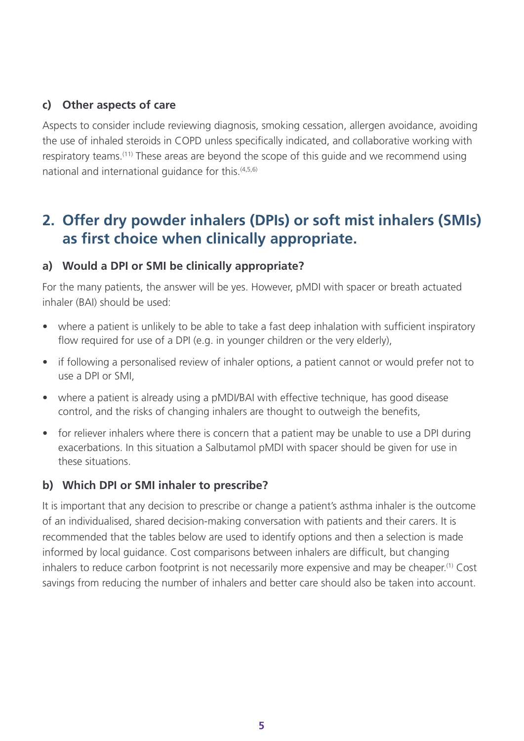### c) Other aspects of care

Aspects to consider include reviewing diagnosis, smoking cessation, allergen avoidance, avoiding the use of inhaled steroids in COPD unless specifically indicated, and collaborative working with respiratory teams.[11] These areas are beyond the scope of this guide and we recommend using national and international guidance for this.[4,5,6]

## 2. Offer dry powder inhalers (DPIs) or soft mist inhalers (SMIs) as first choice when clinically appropriate.

### a) Would a DPI or SMI be clinically appropriate?

For the many patients, the answer will be yes. However, pMDI with spacer or breath actuated inhaler (BAI) should be used:

- where a patient is unlikely to be able to take a fast deep inhalation with sufficient inspiratory flow required for use of a DPI (e.g. in younger children or the very elderly),
- if following a personalised review of inhaler options, a patient cannot or would prefer not to use a DPI or SMI,
- where a patient is already using a pMDI/BAI with effective technique, has good disease control, and the risks of changing inhalers are thought to outweigh the benefits,
- for reliever inhalers where there is concern that a patient may be unable to use a DPI during exacerbations. In this situation a Salbutamol pMDI with spacer should be given for use in these situations.

### b) Which DPI or SMI inhaler to prescribe?

It is important that any decision to prescribe or change a patient's asthma inhaler is the outcome of an individualised, shared decision-making conversation with patients and their carers. It is recommended that the tables below are used to identify options and then a selection is made informed by local guidance. Cost comparisons between inhalers are difficult, but changing inhalers to reduce carbon footprint is not necessarily more expensive and may be cheaper.[1] Cost savings from reducing the number of inhalers and better care should also be taken into account.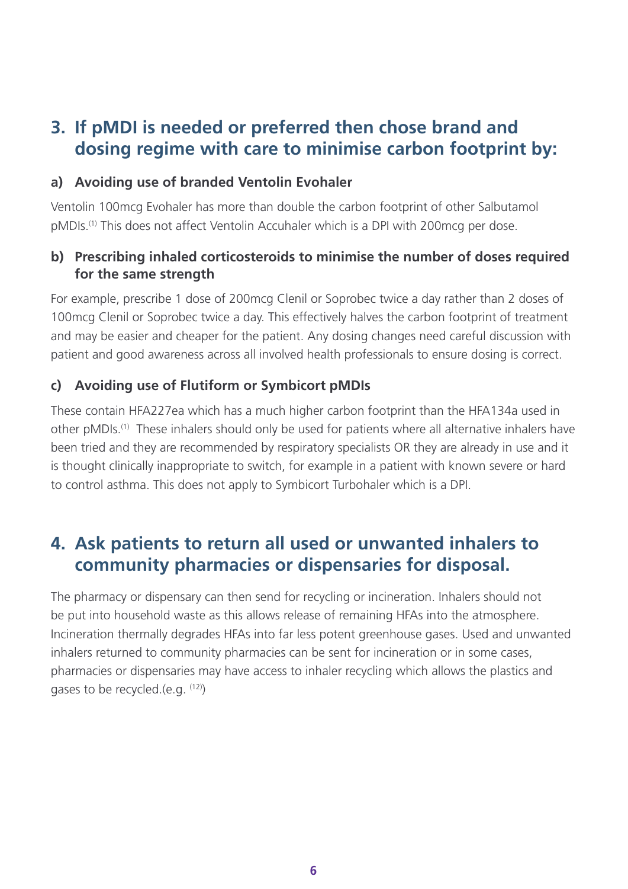## 3. If pMDI is needed or preferred then chose brand and dosing regime with care to minimise carbon footprint by:

### a) Avoiding use of branded Ventolin Evohaler

Ventolin 100mcg Evohaler has more than double the carbon footprint of other Salbutamol pMDIs.[1] This does not affect Ventolin Accuhaler which is a DPI with 200mcg per dose.

### b) Prescribing inhaled corticosteroids to minimise the number of doses required for the same strength

For example, prescribe 1 dose of 200mcg Clenil or Soprobec twice a day rather than 2 doses of 100mcg Clenil or Soprobec twice a day. This effectively halves the carbon footprint of treatment and may be easier and cheaper for the patient. Any dosing changes need careful discussion with patient and good awareness across all involved health professionals to ensure dosing is correct.

### c) Avoiding use of Flutiform or Symbicort pMDIs

These contain HFA227ea which has a much higher carbon footprint than the HFA134a used in other pMDIs.[1] These inhalers should only be used for patients where all alternative inhalers have been tried and they are recommended by respiratory specialists OR they are already in use and it is thought clinically inappropriate to switch, for example in a patient with known severe or hard to control asthma. This does not apply to Symbicort Turbohaler which is a DPI.

## 4. Ask patients to return all used or unwanted inhalers to community pharmacies or dispensaries for disposal.

The pharmacy or dispensary can then send for recycling or incineration. Inhalers should not be put into household waste as this allows release of remaining HFAs into the atmosphere. Incineration thermally degrades HFAs into far less potent greenhouse gases. Used and unwanted inhalers returned to community pharmacies can be sent for incineration or in some cases, pharmacies or dispensaries may have access to inhaler recycling which allows the plastics and gases to be recycled.(e.g. [12])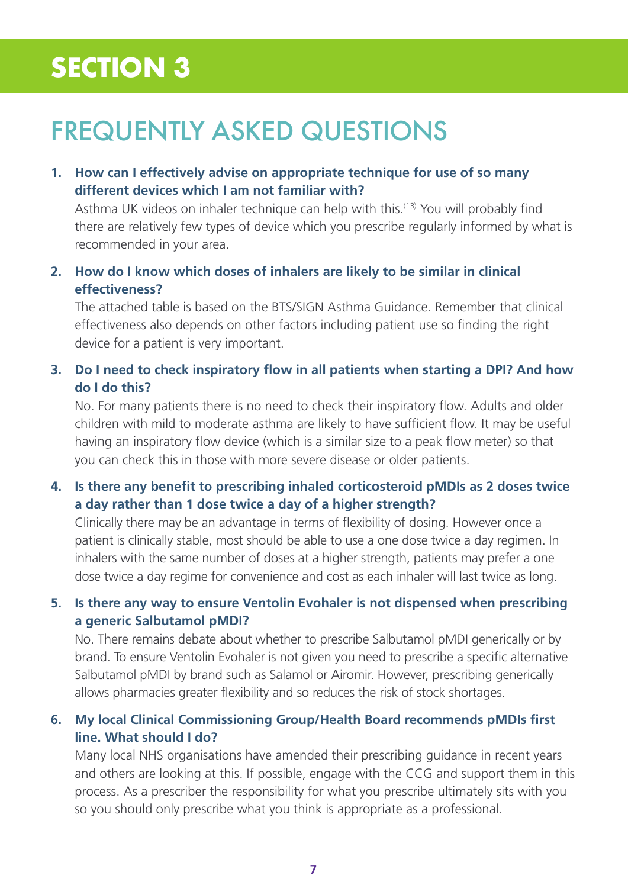# SECTION 3

## FREQUENTLY ASKED QUESTIONS

1. **How can I effectively advise on appropriate technique for use of so many different devices which I am not familiar with?**

   Asthma UK videos on inhaler technique can help with this.[13] You will probably find there are relatively few types of device which you prescribe regularly informed by what is recommended in your area.

2. **How do I know which doses of inhalers are likely to be similar in clinical effectiveness?**

   The attached table is based on the BTS/SIGN Asthma Guidance. Remember that clinical effectiveness also depends on other factors including patient use so finding the right device for a patient is very important.

3. **Do I need to check inspiratory flow in all patients when starting a DPI? And how do I do this?**

   No. For many patients there is no need to check their inspiratory flow. Adults and older children with mild to moderate asthma are likely to have sufficient flow. It may be useful having an inspiratory flow device (which is a similar size to a peak flow meter) so that you can check this in those with more severe disease or older patients.

4. **Is there any benefit to prescribing inhaled corticosteroid pMDIs as 2 doses twice a day rather than 1 dose twice a day of a higher strength?**

   Clinically there may be an advantage in terms of flexibility of dosing. However once a patient is clinically stable, most should be able to use a one dose twice a day regimen. In inhalers with the same number of doses at a higher strength, patients may prefer a one dose twice a day regime for convenience and cost as each inhaler will last twice as long.

5. **Is there any way to ensure Ventolin Evohaler is not dispensed when prescribing a generic Salbutamol pMDI?**

   No. There remains debate about whether to prescribe Salbutamol pMDI generically or by brand. To ensure Ventolin Evohaler is not given you need to prescribe a specific alternative Salbutamol pMDI by brand such as Salamol or Airomir. However, prescribing generically allows pharmacies greater flexibility and so reduces the risk of stock shortages.

6. **My local Clinical Commissioning Group/Health Board recommends pMDIs first line. What should I do?**

   Many local NHS organisations have amended their prescribing guidance in recent years and others are looking at this. If possible, engage with the CCG and support them in this process. As a prescriber the responsibility for what you prescribe ultimately sits with you so you should only prescribe what you think is appropriate as a professional.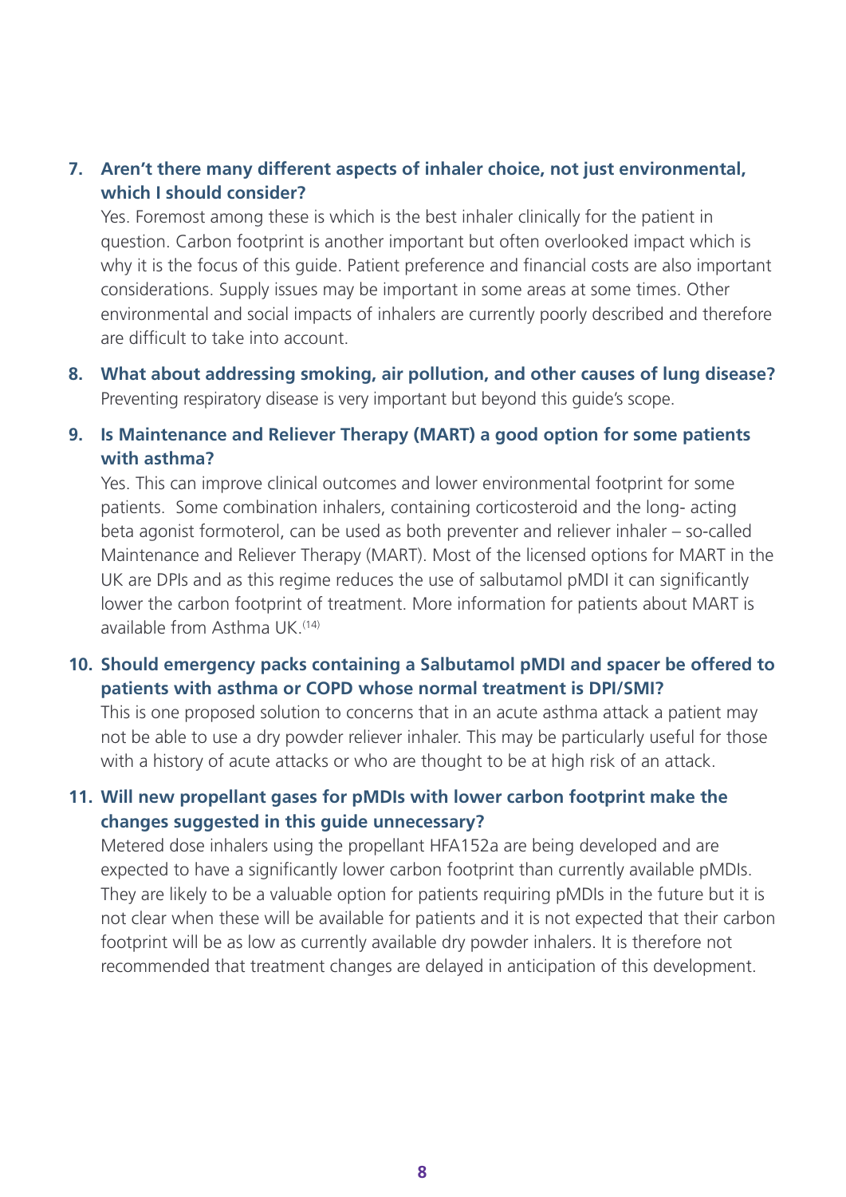**7. Aren't there many different aspects of inhaler choice, not just environmental, which I should consider?**

Yes. Foremost among these is which is the best inhaler clinically for the patient in question. Carbon footprint is another important but often overlooked impact which is why it is the focus of this guide. Patient preference and financial costs are also important considerations. Supply issues may be important in some areas at some times. Other environmental and social impacts of inhalers are currently poorly described and therefore are difficult to take into account.

**8. What about addressing smoking, air pollution, and other causes of lung disease?**

Preventing respiratory disease is very important but beyond this guide's scope.

**9. Is Maintenance and Reliever Therapy (MART) a good option for some patients with asthma?**

Yes. This can improve clinical outcomes and lower environmental footprint for some patients. Some combination inhalers, containing corticosteroid and the long- acting beta agonist formoterol, can be used as both preventer and reliever inhaler – so-called Maintenance and Reliever Therapy (MART). Most of the licensed options for MART in the UK are DPIs and as this regime reduces the use of salbutamol pMDI it can significantly lower the carbon footprint of treatment. More information for patients about MART is available from Asthma UK.[14]

**10. Should emergency packs containing a Salbutamol pMDI and spacer be offered to patients with asthma or COPD whose normal treatment is DPI/SMI?**

This is one proposed solution to concerns that in an acute asthma attack a patient may not be able to use a dry powder reliever inhaler. This may be particularly useful for those with a history of acute attacks or who are thought to be at high risk of an attack.

**11. Will new propellant gases for pMDIs with lower carbon footprint make the changes suggested in this guide unnecessary?**

Metered dose inhalers using the propellant HFA152a are being developed and are expected to have a significantly lower carbon footprint than currently available pMDIs. They are likely to be a valuable option for patients requiring pMDIs in the future but it is not clear when these will be available for patients and it is not expected that their carbon footprint will be as low as currently available dry powder inhalers. It is therefore not recommended that treatment changes are delayed in anticipation of this development.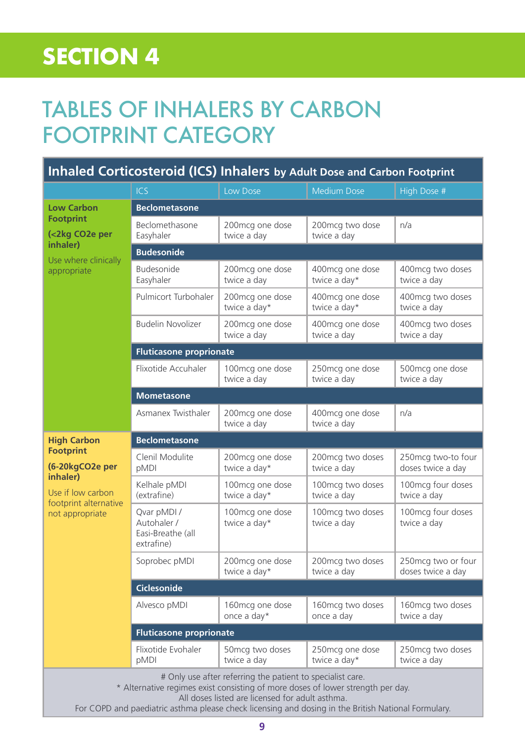# SECTION 4

## TABLES OF INHALERS BY CARBON FOOTPRINT CATEGORY

**Inhaled Corticosteroid (ICS) Inhalers by Adult Dose and Carbon Footprint**

| | ICS | Low Dose | Medium Dose | High Dose # |
|---|---|---|---|---|
| **Low Carbon Footprint** **(<2kg CO2e per inhaler)** Use where clinically appropriate | **Beclometasone** | | | |
| | Beclomethasone Easyhaler | 200mcg one dose twice a day | 200mcg two dose twice a day | n/a |
| | **Budesonide** | | | |
| | Budesonide Easyhaler | 200mcg one dose twice a day | 400mcg one dose twice a day* | 400mcg two doses twice a day |
| | Pulmicort Turbohaler | 200mcg one dose twice a day* | 400mcg one dose twice a day* | 400mcg two doses twice a day |
| | Budelin Novolizer | 200mcg one dose twice a day | 400mcg one dose twice a day | 400mcg two doses twice a day |
| | **Fluticasone proprionate** | | | |
| | Flixotide Accuhaler | 100mcg one dose twice a day | 250mcg one dose twice a day | 500mcg one dose twice a day |
| | **Mometasone** | | | |
| | Asmanex Twisthaler | 200mcg one dose twice a day | 400mcg one dose twice a day | n/a |
| **High Carbon Footprint** **(6-20kgCO2e per inhaler)** Use if low carbon footprint alternative not appropriate | **Beclometasone** | | | |
| | Clenil Modulite pMDI | 200mcg one dose twice a day* | 200mcg two doses twice a day | 250mcg two-to four doses twice a day |
| | Kelhale pMDI (extrafine) | 100mcg one dose twice a day* | 100mcg two doses twice a day | 100mcg four doses twice a day |
| | Qvar pMDI / Autohaler / Easi-Breathe (all extrafine) | 100mcg one dose twice a day* | 100mcg two doses twice a day | 100mcg four doses twice a day |
| | Soprobec pMDI | 200mcg one dose twice a day* | 200mcg two doses twice a day | 250mcg two or four doses twice a day |
| | **Ciclesonide** | | | |
| | Alvesco pMDI | 160mcg one dose once a day* | 160mcg two doses once a day | 160mcg two doses twice a day |
| | **Fluticasone proprionate** | | | |
| | Flixotide Evohaler pMDI | 50mcg two doses twice a day | 250mcg one dose twice a day* | 250mcg two doses twice a day |

# Only use after referring the patient to specialist care.
* Alternative regimes exist consisting of more doses of lower strength per day.
All doses listed are licensed for adult asthma.
For COPD and paediatric asthma please check licensing and dosing in the British National Formulary.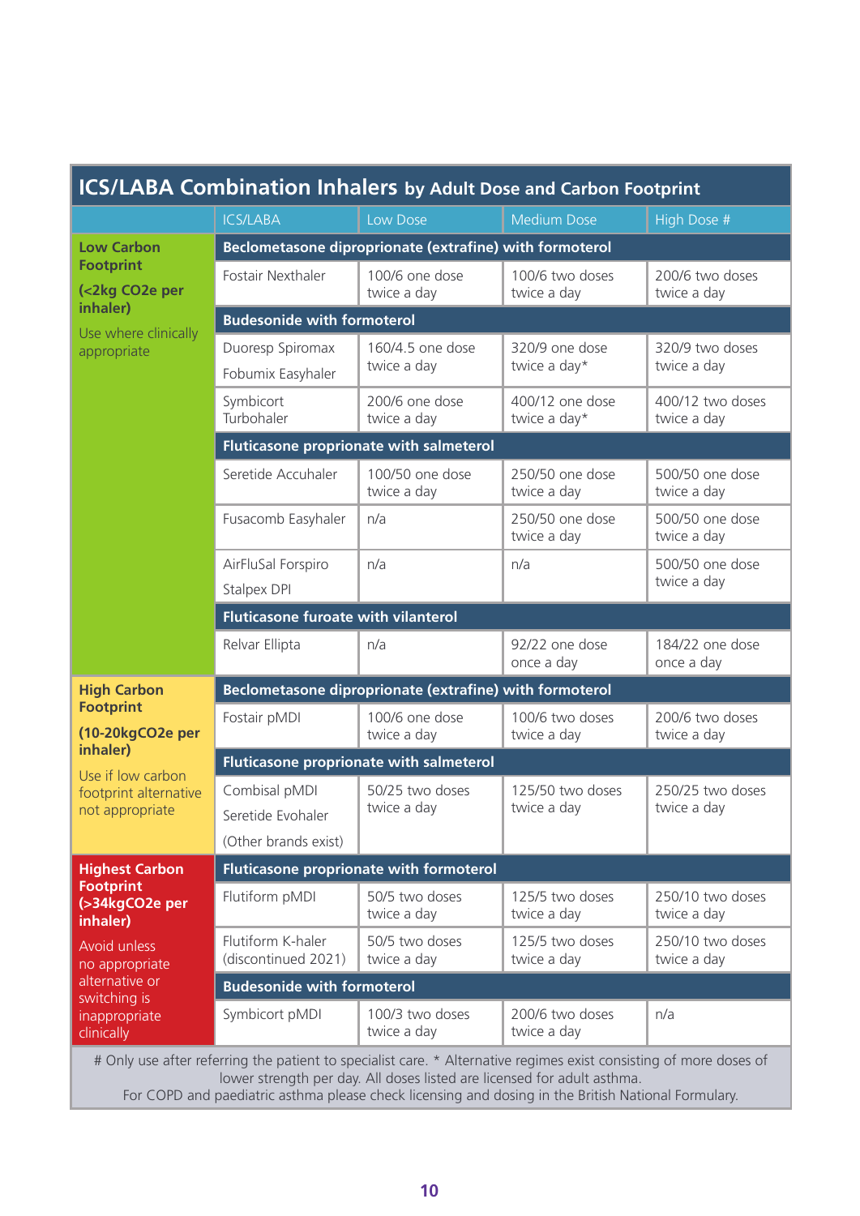## ICS/LABA Combination Inhalers by Adult Dose and Carbon Footprint

| | ICS/LABA | Low Dose | Medium Dose | High Dose # |
|---|---|---|---|---|
| **Low Carbon Footprint (<2kg CO2e per inhaler)** Use where clinically appropriate | **Beclometasone dipropionate (extrafine) with formoterol** | | | |
| | Fostair Nexthaler | 100/6 one dose twice a day | 100/6 two doses twice a day | 200/6 two doses twice a day |
| | **Budesonide with formoterol** | | | |
| | Duoresp Spiromax Fobumix Easyhaler | 160/4.5 one dose twice a day | 320/9 one dose twice a day* | 320/9 two doses twice a day |
| | Symbicort Turbohaler | 200/6 one dose twice a day | 400/12 one dose twice a day* | 400/12 two doses twice a day |
| | **Fluticasone proprionate with salmeterol** | | | |
| | Seretide Accuhaler | 100/50 one dose twice a day | 250/50 one dose twice a day | 500/50 one dose twice a day |
| | Fusacomb Easyhaler | n/a | 250/50 one dose twice a day | 500/50 one dose twice a day |
| | AirFluSal Forspiro Stalpex DPI | n/a | n/a | 500/50 one dose twice a day |
| | **Fluticasone furoate with vilanterol** | | | |
| | Relvar Ellipta | n/a | 92/22 one dose once a day | 184/22 one dose once a day |
| **High Carbon Footprint (10-20kgCO2e per inhaler)** Use if low carbon footprint alternative not appropriate | **Beclometasone diproprionate (extrafine) with formoterol** | | | |
| | Fostair pMDI | 100/6 one dose twice a day | 100/6 two doses twice a day | 200/6 two doses twice a day |
| | **Fluticasone proprionate with salmeterol** | | | |
| | Combisal pMDI Seretide Evohaler (Other brands exist) | 50/25 two doses twice a day | 125/50 two doses twice a day | 250/25 two doses twice a day |
| **Highest Carbon Footprint (>34kgCO2e per inhaler)** Avoid unless no appropriate alternative or switching is inappropriate clinically | **Fluticasone proprionate with formoterol** | | | |
| | Flutiform pMDI | 50/5 two doses twice a day | 125/5 two doses twice a day | 250/10 two doses twice a day |
| | Flutiform K-haler (discontinued 2021) | 50/5 two doses twice a day | 125/5 two doses twice a day | 250/10 two doses twice a day |
| | **Budesonide with formoterol** | | | |
| | Symbicort pMDI | 100/3 two doses twice a day | 200/6 two doses twice a day | n/a |

# Only use after referring the patient to specialist care. * Alternative regimes exist consisting of more doses of lower strength per day. All doses listed are licensed for adult asthma.
For COPD and paediatric asthma please check licensing and dosing in the British National Formulary.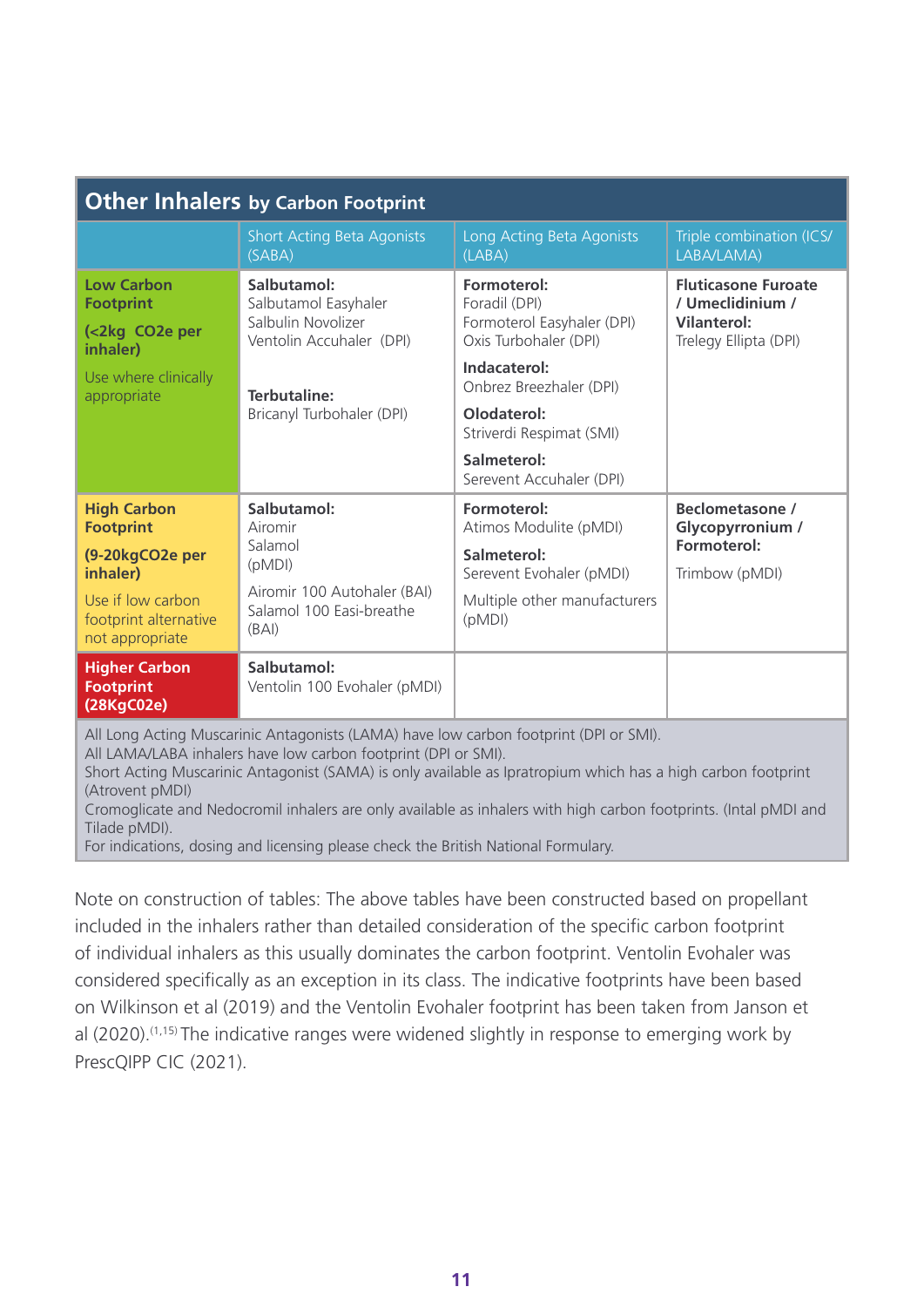## Other Inhalers by Carbon Footprint

| | Short Acting Beta Agonists (SABA) | Long Acting Beta Agonists (LABA) | Triple combination (ICS/ LABA/LAMA) |
|---|---|---|---|
| **Low Carbon Footprint** **(<2kg CO2e per inhaler)** Use where clinically appropriate | **Salbutamol:** Salbutamol Easyhaler Salbulin Novolizer Ventolin Accuhaler (DPI) **Terbutaline:** Bricanyl Turbohaler (DPI) | **Formoterol:** Foradil (DPI) Formoterol Easyhaler (DPI) Oxis Turbohaler (DPI) **Indacaterol:** Onbrez Breezhaler (DPI) **Olodaterol:** Striverdi Respimat (SMI) **Salmeterol:** Serevent Accuhaler (DPI) | **Fluticasone Furoate / Umeclidinium / Vilanterol:** Trelegy Ellipta (DPI) |
| **High Carbon Footprint** **(9-20kgCO2e per inhaler)** Use if low carbon footprint alternative not appropriate | **Salbutamol:** Airomir Salamol (pMDI) Airomir 100 Autohaler (BAI) Salamol 100 Easi-breathe (BAI) | **Formoterol:** Atimos Modulite (pMDI) **Salmeterol:** Serevent Evohaler (pMDI) Multiple other manufacturers (pMDI) | **Beclometasone / Glycopyrronium / Formoterol:** Trimbow (pMDI) |
| **Higher Carbon Footprint (28KgC02e)** | **Salbutamol:** Ventolin 100 Evohaler (pMDI) | | |

All Long Acting Muscarinic Antagonists (LAMA) have low carbon footprint (DPI or SMI).
All LAMA/LABA inhalers have low carbon footprint (DPI or SMI).
Short Acting Muscarinic Antagonist (SAMA) is only available as Ipratropium which has a high carbon footprint (Atrovent pMDI)
Cromoglicate and Nedocromil inhalers are only available as inhalers with high carbon footprints. (Intal pMDI and Tilade pMDI).
For indications, dosing and licensing please check the British National Formulary.

Note on construction of tables: The above tables have been constructed based on propellant included in the inhalers rather than detailed consideration of the specific carbon footprint of individual inhalers as this usually dominates the carbon footprint. Ventolin Evohaler was considered specifically as an exception in its class. The indicative footprints have been based on Wilkinson et al (2019) and the Ventolin Evohaler footprint has been taken from Janson et al (2020).[1,15] The indicative ranges were widened slightly in response to emerging work by PrescQIPP CIC (2021).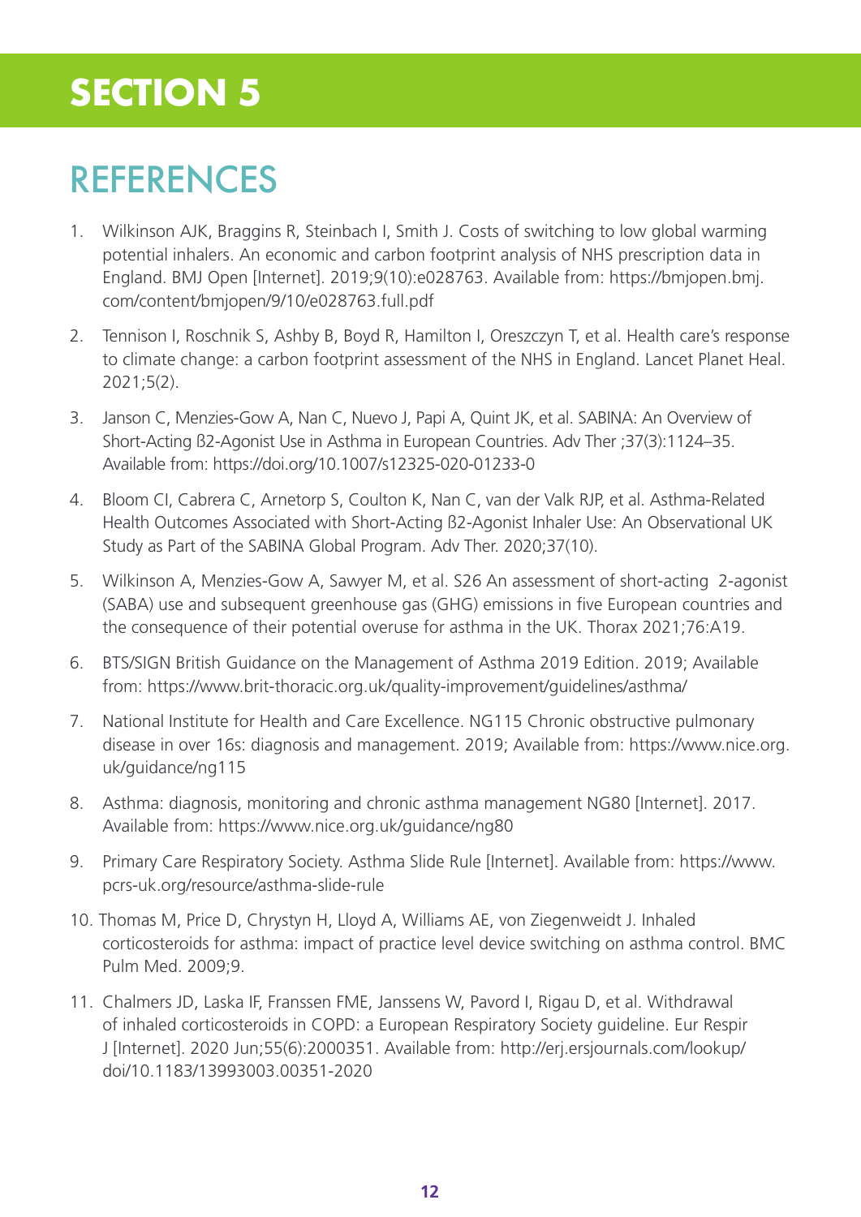# SECTION 5

## REFERENCES

1. Wilkinson AJK, Braggins R, Steinbach I, Smith J. Costs of switching to low global warming potential inhalers. An economic and carbon footprint analysis of NHS prescription data in England. BMJ Open [Internet]. 2019;9(10):e028763. Available from: https://bmjopen.bmj.com/content/bmjopen/9/10/e028763.full.pdf

2. Tennison I, Roschnik S, Ashby B, Boyd R, Hamilton I, Oreszczyn T, et al. Health care's response to climate change: a carbon footprint assessment of the NHS in England. Lancet Planet Heal. 2021;5(2).

3. Janson C, Menzies-Gow A, Nan C, Nuevo J, Papi A, Quint JK, et al. SABINA: An Overview of Short-Acting ß2-Agonist Use in Asthma in European Countries. Adv Ther ;37(3):1124–35. Available from: https://doi.org/10.1007/s12325-020-01233-0

4. Bloom CI, Cabrera C, Arnetorp S, Coulton K, Nan C, van der Valk RJP, et al. Asthma-Related Health Outcomes Associated with Short-Acting ß2-Agonist Inhaler Use: An Observational UK Study as Part of the SABINA Global Program. Adv Ther. 2020;37(10).

5. Wilkinson A, Menzies-Gow A, Sawyer M, et al. S26 An assessment of short-acting 2-agonist (SABA) use and subsequent greenhouse gas (GHG) emissions in five European countries and the consequence of their potential overuse for asthma in the UK. Thorax 2021;76:A19.

6. BTS/SIGN British Guidance on the Management of Asthma 2019 Edition. 2019; Available from: https://www.brit-thoracic.org.uk/quality-improvement/guidelines/asthma/

7. National Institute for Health and Care Excellence. NG115 Chronic obstructive pulmonary disease in over 16s: diagnosis and management. 2019; Available from: https://www.nice.org.uk/guidance/ng115

8. Asthma: diagnosis, monitoring and chronic asthma management NG80 [Internet]. 2017. Available from: https://www.nice.org.uk/guidance/ng80

9. Primary Care Respiratory Society. Asthma Slide Rule [Internet]. Available from: https://www.pcrs-uk.org/resource/asthma-slide-rule

10. Thomas M, Price D, Chrystyn H, Lloyd A, Williams AE, von Ziegenweidt J. Inhaled corticosteroids for asthma: impact of practice level device switching on asthma control. BMC Pulm Med. 2009;9.

11. Chalmers JD, Laska IF, Franssen FME, Janssens W, Pavord I, Rigau D, et al. Withdrawal of inhaled corticosteroids in COPD: a European Respiratory Society guideline. Eur Respir J [Internet]. 2020 Jun;55(6):2000351. Available from: http://erj.ersjournals.com/lookup/doi/10.1183/13993003.00351-2020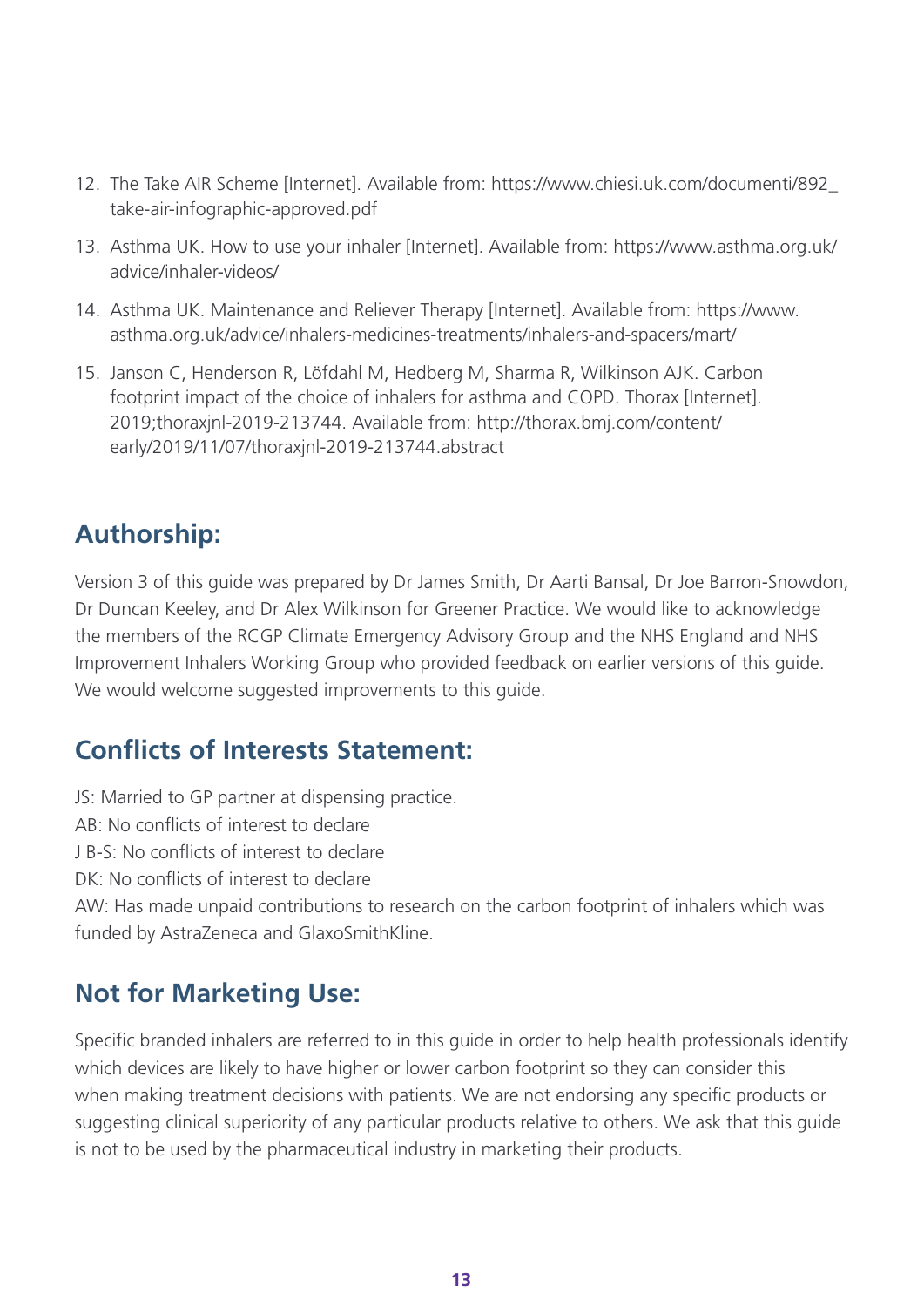12. The Take AIR Scheme [Internet]. Available from: https://www.chiesi.uk.com/documenti/892_take-air-infographic-approved.pdf
13. Asthma UK. How to use your inhaler [Internet]. Available from: https://www.asthma.org.uk/advice/inhaler-videos/
14. Asthma UK. Maintenance and Reliever Therapy [Internet]. Available from: https://www.asthma.org.uk/advice/inhalers-medicines-treatments/inhalers-and-spacers/mart/
15. Janson C, Henderson R, Löfdahl M, Hedberg M, Sharma R, Wilkinson AJK. Carbon footprint impact of the choice of inhalers for asthma and COPD. Thorax [Internet]. 2019;thoraxjnl-2019-213744. Available from: http://thorax.bmj.com/content/early/2019/11/07/thoraxjnl-2019-213744.abstract

## Authorship:

Version 3 of this guide was prepared by Dr James Smith, Dr Aarti Bansal, Dr Joe Barron-Snowdon, Dr Duncan Keeley, and Dr Alex Wilkinson for Greener Practice. We would like to acknowledge the members of the RCGP Climate Emergency Advisory Group and the NHS England and NHS Improvement Inhalers Working Group who provided feedback on earlier versions of this guide. We would welcome suggested improvements to this guide.

## Conflicts of Interests Statement:

JS: Married to GP partner at dispensing practice.
AB: No conflicts of interest to declare
J B-S: No conflicts of interest to declare
DK: No conflicts of interest to declare
AW: Has made unpaid contributions to research on the carbon footprint of inhalers which was funded by AstraZeneca and GlaxoSmithKline.

## Not for Marketing Use:

Specific branded inhalers are referred to in this guide in order to help health professionals identify which devices are likely to have higher or lower carbon footprint so they can consider this when making treatment decisions with patients. We are not endorsing any specific products or suggesting clinical superiority of any particular products relative to others. We ask that this guide is not to be used by the pharmaceutical industry in marketing their products.